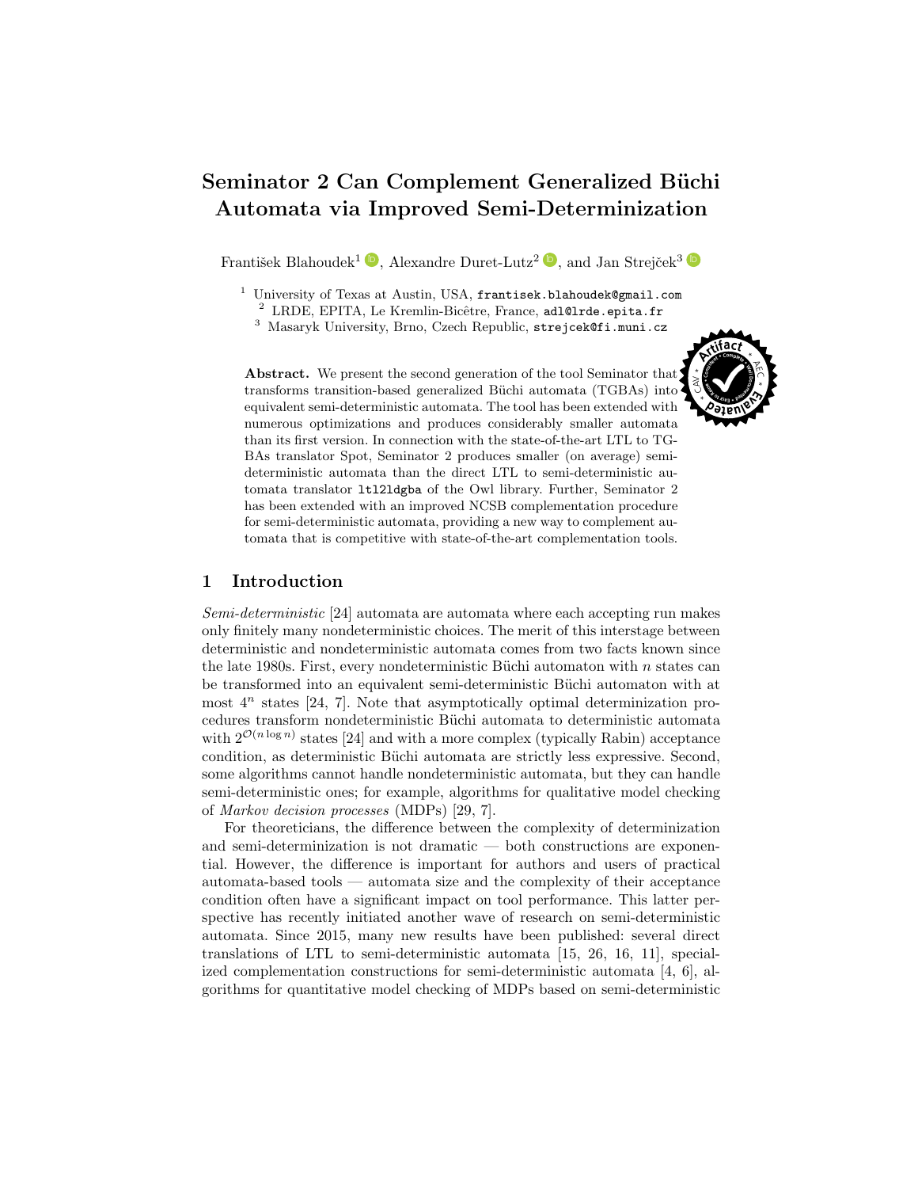# Seminator 2 Can Complement Generalized Büchi Automata via Improved Semi-Determinization

František Blahoudek[1], Alexandre Duret-Lutz[2], and Jan Strejček[3]

[1] University of Texas at Austin, USA, frantisek.blahoudek@gmail.com
[2] LRDE, EPITA, Le Kremlin-Bicêtre, France, adl@lrde.epita.fr
[3] Masaryk University, Brno, Czech Republic, strejcek@fi.muni.cz

**Abstract.** We present the second generation of the tool Seminator that transforms transition-based generalized Büchi automata (TGBAs) into equivalent semi-deterministic automata. The tool has been extended with numerous optimizations and produces considerably smaller automata than its first version. In connection with the state-of-the-art LTL to TGBAs translator Spot, Seminator 2 produces smaller (on average) semi-deterministic automata than the direct LTL to semi-deterministic automata translator `ltl2ldgba` of the Owl library. Further, Seminator 2 has been extended with an improved NCSB complementation procedure for semi-deterministic automata, providing a new way to complement automata that is competitive with state-of-the-art complementation tools.

## 1 Introduction

*Semi-deterministic* [24] automata are automata where each accepting run makes only finitely many nondeterministic choices. The merit of this interstage between deterministic and nondeterministic automata comes from two facts known since the late 1980s. First, every nondeterministic Büchi automaton with $n$ states can be transformed into an equivalent semi-deterministic Büchi automaton with at most $4^n$ states [24, 7]. Note that asymptotically optimal determinization procedures transform nondeterministic Büchi automata to deterministic automata with $2^{\mathcal{O}(n \log n)}$ states [24] and with a more complex (typically Rabin) acceptance condition, as deterministic Büchi automata are strictly less expressive. Second, some algorithms cannot handle nondeterministic automata, but they can handle semi-deterministic ones; for example, algorithms for qualitative model checking of *Markov decision processes* (MDPs) [29, 7].

For theoreticians, the difference between the complexity of determinization and semi-determinization is not dramatic — both constructions are exponential. However, the difference is important for authors and users of practical automata-based tools — automata size and the complexity of their acceptance condition often have a significant impact on tool performance. This latter perspective has recently initiated another wave of research on semi-deterministic automata. Since 2015, many new results have been published: several direct translations of LTL to semi-deterministic automata [15, 26, 16, 11], specialized complementation constructions for semi-deterministic automata [4, 6], algorithms for quantitative model checking of MDPs based on semi-deterministic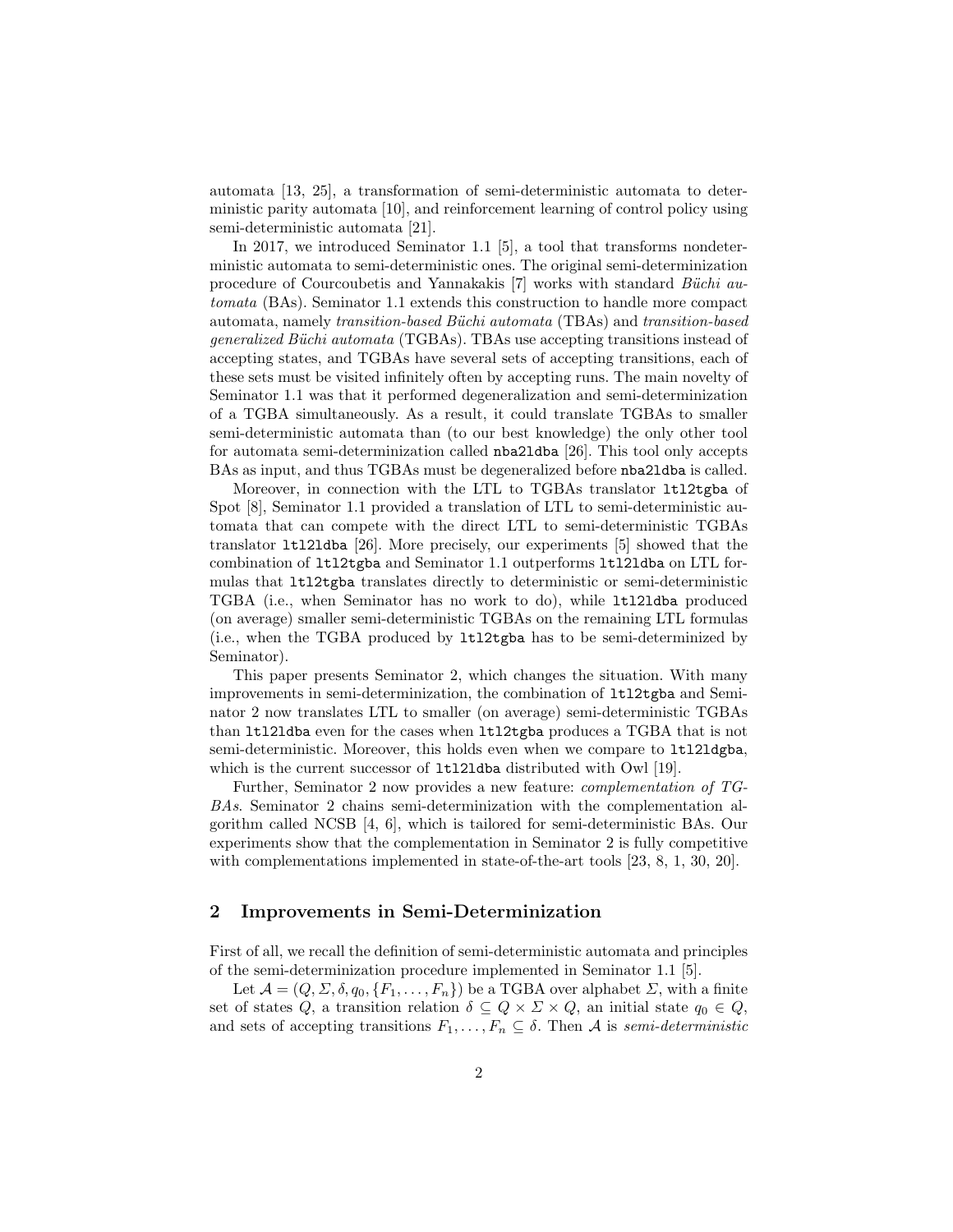automata [13, 25], a transformation of semi-deterministic automata to deterministic parity automata [10], and reinforcement learning of control policy using semi-deterministic automata [21].

In 2017, we introduced Seminator 1.1 [5], a tool that transforms nondeterministic automata to semi-deterministic ones. The original semi-determinization procedure of Courcoubetis and Yannakakis [7] works with standard *Büchi automata* (BAs). Seminator 1.1 extends this construction to handle more compact automata, namely *transition-based Büchi automata* (TBAs) and *transition-based generalized Büchi automata* (TGBAs). TBAs use accepting transitions instead of accepting states, and TGBAs have several sets of accepting transitions, each of these sets must be visited infinitely often by accepting runs. The main novelty of Seminator 1.1 was that it performed degeneralization and semi-determinization of a TGBA simultaneously. As a result, it could translate TGBAs to smaller semi-deterministic automata than (to our best knowledge) the only other tool for automata semi-determinization called `nba2ldba` [26]. This tool only accepts BAs as input, and thus TGBAs must be degeneralized before `nba2ldba` is called.

Moreover, in connection with the LTL to TGBAs translator `ltl2tgba` of Spot [8], Seminator 1.1 provided a translation of LTL to semi-deterministic automata that can compete with the direct LTL to semi-deterministic TGBAs translator `ltl2ldba` [26]. More precisely, our experiments [5] showed that the combination of `ltl2tgba` and Seminator 1.1 outperforms `ltl2ldba` on LTL formulas that `ltl2tgba` translates directly to deterministic or semi-deterministic TGBA (i.e., when Seminator has no work to do), while `ltl2ldba` produced (on average) smaller semi-deterministic TGBAs on the remaining LTL formulas (i.e., when the TGBA produced by `ltl2tgba` has to be semi-determinized by Seminator).

This paper presents Seminator 2, which changes the situation. With many improvements in semi-determinization, the combination of `ltl2tgba` and Seminator 2 now translates LTL to smaller (on average) semi-deterministic TGBAs than `ltl2ldba` even for the cases when `ltl2tgba` produces a TGBA that is not semi-deterministic. Moreover, this holds even when we compare to `ltl2ldgba`, which is the current successor of `ltl2ldba` distributed with Owl [19].

Further, Seminator 2 now provides a new feature: *complementation of TGBAs*. Seminator 2 chains semi-determinization with the complementation algorithm called NCSB [4, 6], which is tailored for semi-deterministic BAs. Our experiments show that the complementation in Seminator 2 is fully competitive with complementations implemented in state-of-the-art tools [23, 8, 1, 30, 20].

## 2 Improvements in Semi-Determinization

First of all, we recall the definition of semi-deterministic automata and principles of the semi-determinization procedure implemented in Seminator 1.1 [5].

Let $\mathcal{A} = (Q, \Sigma, \delta, q_0, \{F_1, \ldots, F_n\})$ be a TGBA over alphabet $\Sigma$, with a finite set of states $Q$, a transition relation $\delta \subseteq Q \times \Sigma \times Q$, an initial state $q_0 \in Q$, and sets of accepting transitions $F_1, \ldots, F_n \subseteq \delta$. Then $\mathcal{A}$ is *semi-deterministic*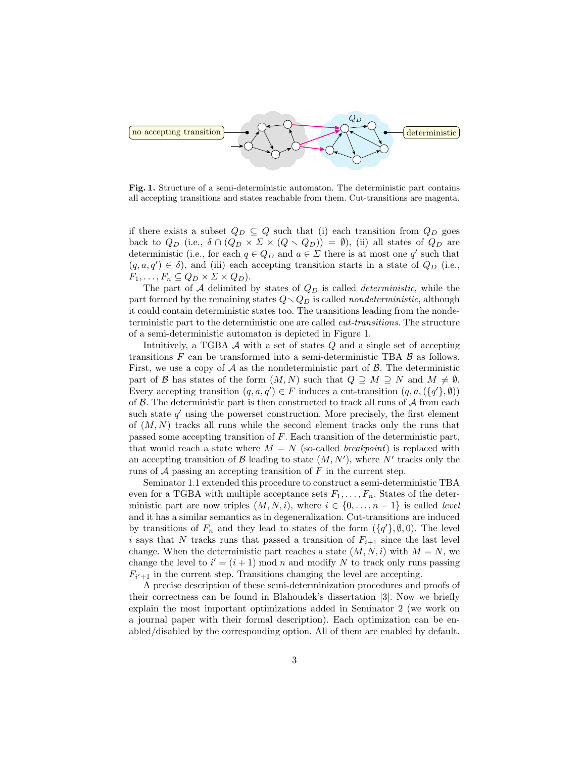**Fig. 1.** Structure of a semi-deterministic automaton. The deterministic part contains all accepting transitions and states reachable from them. Cut-transitions are magenta.

if there exists a subset $Q_D \subseteq Q$ such that (i) each transition from $Q_D$ goes back to $Q_D$ (i.e., $\delta \cap (Q_D \times \Sigma \times (Q \smallsetminus Q_D)) = \emptyset$), (ii) all states of $Q_D$ are deterministic (i.e., for each $q \in Q_D$ and $a \in \Sigma$ there is at most one $q'$ such that $(q, a, q') \in \delta$), and (iii) each accepting transition starts in a state of $Q_D$ (i.e., $F_1, \ldots, F_n \subseteq Q_D \times \Sigma \times Q_D$).

The part of $\mathcal{A}$ delimited by states of $Q_D$ is called *deterministic*, while the part formed by the remaining states $Q \smallsetminus Q_D$ is called *nondeterministic*, although it could contain deterministic states too. The transitions leading from the nondeterministic part to the deterministic one are called *cut-transitions*. The structure of a semi-deterministic automaton is depicted in Figure 1.

Intuitively, a TGBA $\mathcal{A}$ with a set of states $Q$ and a single set of accepting transitions $F$ can be transformed into a semi-deterministic TBA $\mathcal{B}$ as follows. First, we use a copy of $\mathcal{A}$ as the nondeterministic part of $\mathcal{B}$. The deterministic part of $\mathcal{B}$ has states of the form $(M, N)$ such that $Q \supseteq M \supseteq N$ and $M \neq \emptyset$. Every accepting transition $(q, a, q') \in F$ induces a cut-transition $(q, a, (\{q'\}, \emptyset))$ of $\mathcal{B}$. The deterministic part is then constructed to track all runs of $\mathcal{A}$ from each such state $q'$ using the powerset construction. More precisely, the first element of $(M, N)$ tracks all runs while the second element tracks only the runs that passed some accepting transition of $F$. Each transition of the deterministic part, that would reach a state where $M = N$ (so-called *breakpoint*) is replaced with an accepting transition of $\mathcal{B}$ leading to state $(M, N')$, where $N'$ tracks only the runs of $\mathcal{A}$ passing an accepting transition of $F$ in the current step.

Seminator 1.1 extended this procedure to construct a semi-deterministic TBA even for a TGBA with multiple acceptance sets $F_1, \ldots, F_n$. States of the deterministic part are now triples $(M, N, i)$, where $i \in \{0, \ldots, n-1\}$ is called *level* and it has a similar semantics as in degeneralization. Cut-transitions are induced by transitions of $F_n$ and they lead to states of the form $(\{q'\}, \emptyset, 0)$. The level $i$ says that $N$ tracks runs that passed a transition of $F_{i+1}$ since the last level change. When the deterministic part reaches a state $(M, N, i)$ with $M = N$, we change the level to $i' = (i + 1) \bmod n$ and modify $N$ to track only runs passing $F_{i'+1}$ in the current step. Transitions changing the level are accepting.

A precise description of these semi-determinization procedures and proofs of their correctness can be found in Blahoudek's dissertation [3]. Now we briefly explain the most important optimizations added in Seminator 2 (we work on a journal paper with their formal description). Each optimization can be enabled/disabled by the corresponding option. All of them are enabled by default.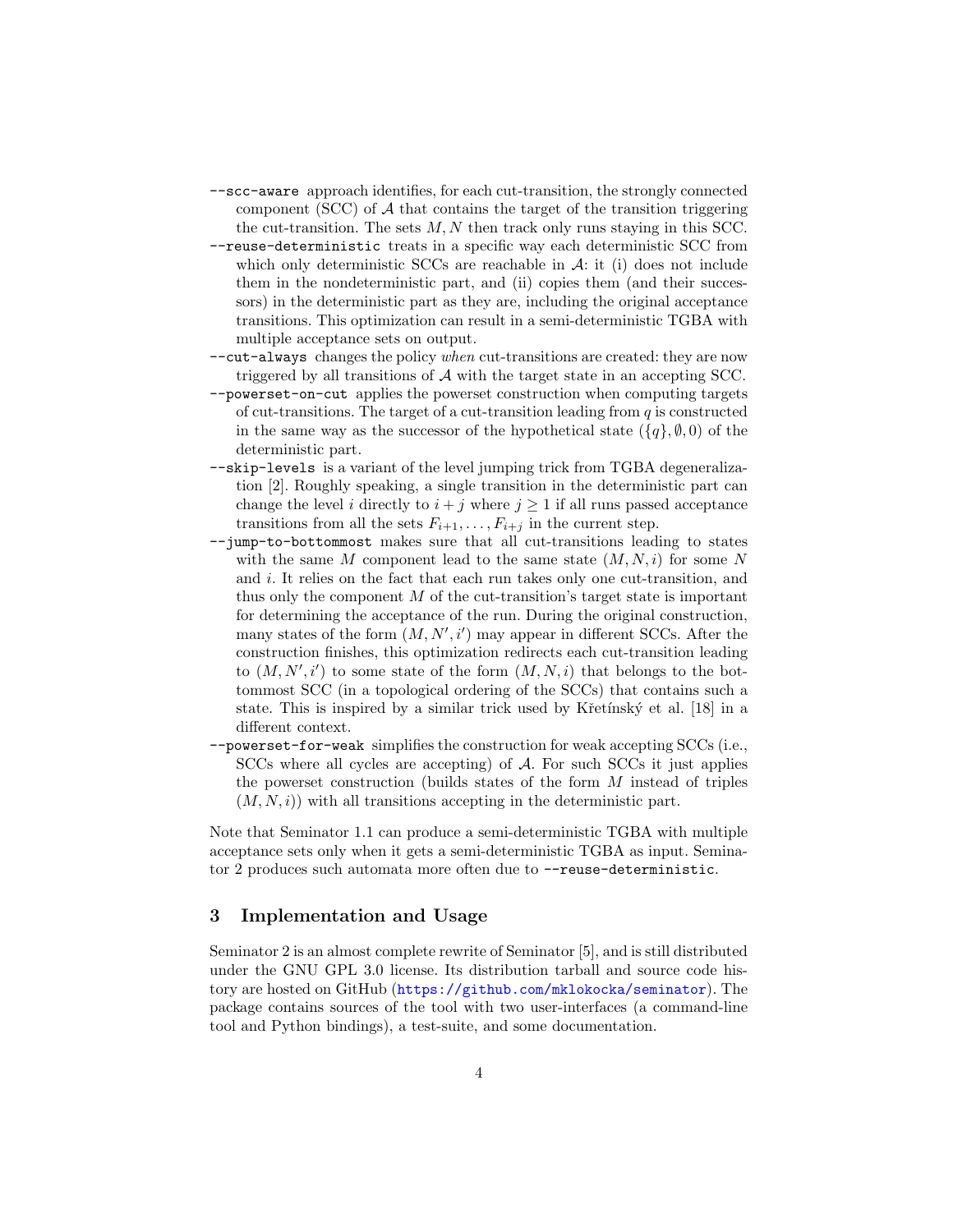- `--scc-aware` approach identifies, for each cut-transition, the strongly connected component (SCC) of $\mathcal{A}$ that contains the target of the transition triggering the cut-transition. The sets $M, N$ then track only runs staying in this SCC.
- `--reuse-deterministic` treats in a specific way each deterministic SCC from which only deterministic SCCs are reachable in $\mathcal{A}$: it (i) does not include them in the nondeterministic part, and (ii) copies them (and their successors) in the deterministic part as they are, including the original acceptance transitions. This optimization can result in a semi-deterministic TGBA with multiple acceptance sets on output.
- `--cut-always` changes the policy *when* cut-transitions are created: they are now triggered by all transitions of $\mathcal{A}$ with the target state in an accepting SCC.
- `--powerset-on-cut` applies the powerset construction when computing targets of cut-transitions. The target of a cut-transition leading from $q$ is constructed in the same way as the successor of the hypothetical state $(\{q\}, \emptyset, 0)$ of the deterministic part.
- `--skip-levels` is a variant of the level jumping trick from TGBA degeneralization [2]. Roughly speaking, a single transition in the deterministic part can change the level $i$ directly to $i + j$ where $j \geq 1$ if all runs passed acceptance transitions from all the sets $F_{i+1}, \ldots, F_{i+j}$ in the current step.
- `--jump-to-bottommost` makes sure that all cut-transitions leading to states with the same $M$ component lead to the same state $(M, N, i)$ for some $N$ and $i$. It relies on the fact that each run takes only one cut-transition, and thus only the component $M$ of the cut-transition's target state is important for determining the acceptance of the run. During the original construction, many states of the form $(M, N', i')$ may appear in different SCCs. After the construction finishes, this optimization redirects each cut-transition leading to $(M, N', i')$ to some state of the form $(M, N, i)$ that belongs to the bottommost SCC (in a topological ordering of the SCCs) that contains such a state. This is inspired by a similar trick used by Křetínský et al. [18] in a different context.
- `--powerset-for-weak` simplifies the construction for weak accepting SCCs (i.e., SCCs where all cycles are accepting) of $\mathcal{A}$. For such SCCs it just applies the powerset construction (builds states of the form $M$ instead of triples $(M, N, i)$) with all transitions accepting in the deterministic part.

Note that Seminator 1.1 can produce a semi-deterministic TGBA with multiple acceptance sets only when it gets a semi-deterministic TGBA as input. Seminator 2 produces such automata more often due to `--reuse-deterministic`.

## 3 Implementation and Usage

Seminator 2 is an almost complete rewrite of Seminator [5], and is still distributed under the GNU GPL 3.0 license. Its distribution tarball and source code history are hosted on GitHub (https://github.com/mklokocka/seminator). The package contains sources of the tool with two user-interfaces (a command-line tool and Python bindings), a test-suite, and some documentation.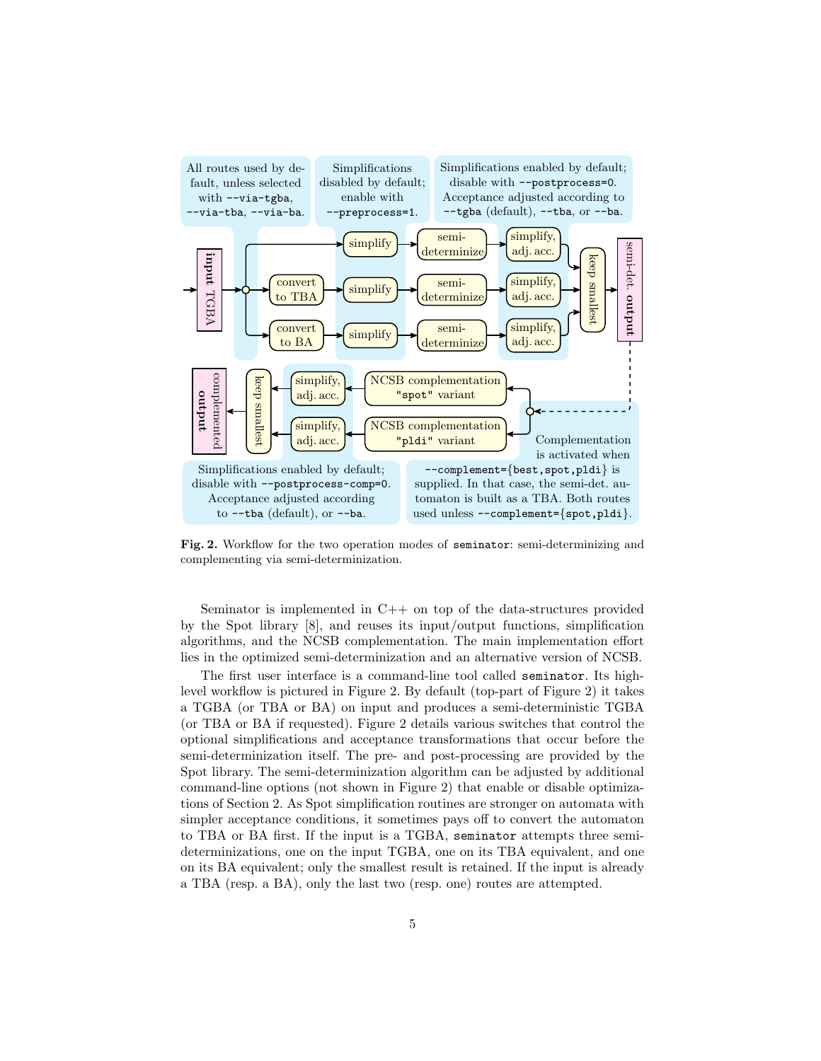All routes used by default, unless selected with `--via-tgba`, `--via-tba`, `--via-ba`.

Simplifications disabled by default; enable with `--preprocess=1`.

Simplifications enabled by default; disable with `--postprocess=0`. Acceptance adjusted according to `--tgba` (default), `--tba`, or `--ba`.

**input** TGBA → convert to TBA / convert to BA → simplify → semi-determinize → simplify, adj. acc. → keep smallest → semi-det. **output**

NCSB complementation "spot" variant / NCSB complementation "pldi" variant → simplify, adj. acc. → keep smallest → complemented **output**

Simplifications enabled by default; disable with `--postprocess-comp=0`. Acceptance adjusted according to `--tba` (default), or `--ba`.

Complementation is activated when `--complement={best,spot,pldi}` is supplied. In that case, the semi-det. automaton is built as a TBA. Both routes used unless `--complement={spot,pldi}`.

**Fig. 2.** Workflow for the two operation modes of `seminator`: semi-determinizing and complementing via semi-determinization.

Seminator is implemented in C++ on top of the data-structures provided by the Spot library [8], and reuses its input/output functions, simplification algorithms, and the NCSB complementation. The main implementation effort lies in the optimized semi-determinization and an alternative version of NCSB.

The first user interface is a command-line tool called `seminator`. Its high-level workflow is pictured in Figure 2. By default (top-part of Figure 2) it takes a TGBA (or TBA or BA) on input and produces a semi-deterministic TGBA (or TBA or BA if requested). Figure 2 details various switches that control the optional simplifications and acceptance transformations that occur before the semi-determinization itself. The pre- and post-processing are provided by the Spot library. The semi-determinization algorithm can be adjusted by additional command-line options (not shown in Figure 2) that enable or disable optimizations of Section 2. As Spot simplification routines are stronger on automata with simpler acceptance conditions, it sometimes pays off to convert the automaton to TBA or BA first. If the input is a TGBA, `seminator` attempts three semi-determinizations, one on the input TGBA, one on its TBA equivalent, and one on its BA equivalent; only the smallest result is retained. If the input is already a TBA (resp. a BA), only the last two (resp. one) routes are attempted.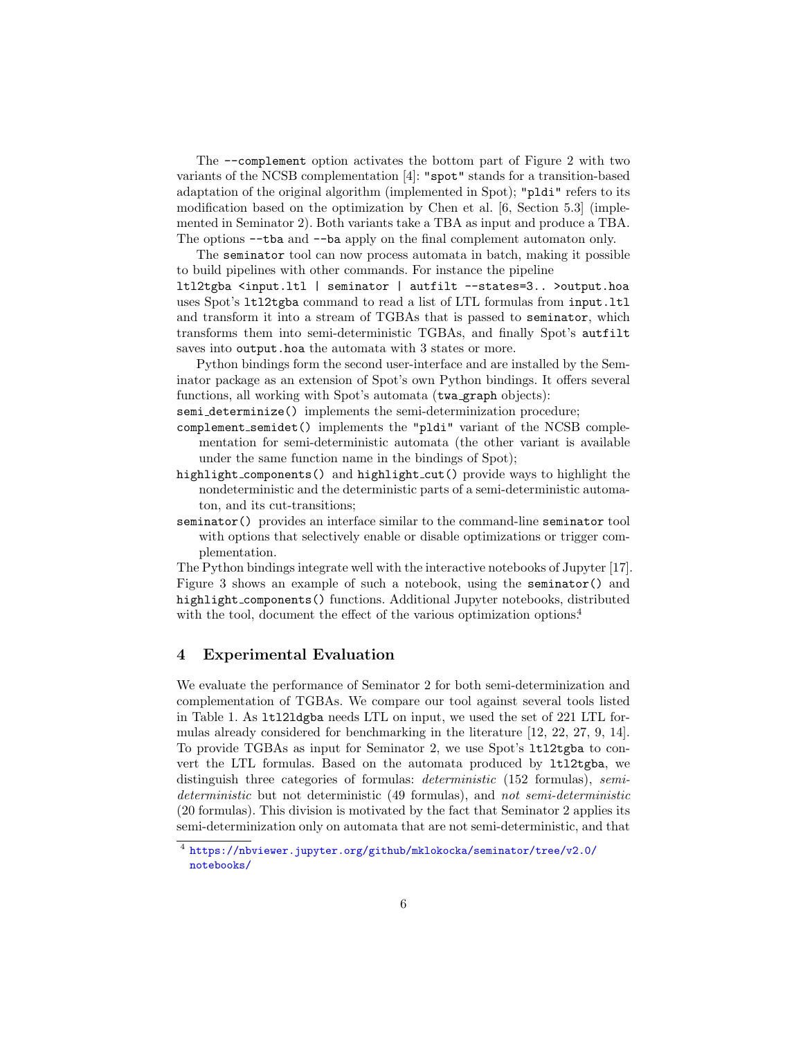The `--complement` option activates the bottom part of Figure 2 with two variants of the NCSB complementation [4]: `"spot"` stands for a transition-based adaptation of the original algorithm (implemented in Spot); `"pldi"` refers to its modification based on the optimization by Chen et al. [6, Section 5.3] (implemented in Seminator 2). Both variants take a TBA as input and produce a TBA. The options `--tba` and `--ba` apply on the final complement automaton only.

The `seminator` tool can now process automata in batch, making it possible to build pipelines with other commands. For instance the pipeline

`ltl2tgba <input.ltl | seminator | autfilt --states=3.. >output.hoa`

uses Spot's `ltl2tgba` command to read a list of LTL formulas from `input.ltl` and transform it into a stream of TGBAs that is passed to `seminator`, which transforms them into semi-deterministic TGBAs, and finally Spot's `autfilt` saves into `output.hoa` the automata with 3 states or more.

Python bindings form the second user-interface and are installed by the Seminator package as an extension of Spot's own Python bindings. It offers several functions, all working with Spot's automata (`twa_graph` objects):

- `semi_determinize()` implements the semi-determinization procedure;
- `complement_semidet()` implements the `"pldi"` variant of the NCSB complementation for semi-deterministic automata (the other variant is available under the same function name in the bindings of Spot);
- `highlight_components()` and `highlight_cut()` provide ways to highlight the nondeterministic and the deterministic parts of a semi-deterministic automaton, and its cut-transitions;
- `seminator()` provides an interface similar to the command-line `seminator` tool with options that selectively enable or disable optimizations or trigger complementation.

The Python bindings integrate well with the interactive notebooks of Jupyter [17]. Figure 3 shows an example of such a notebook, using the `seminator()` and `highlight_components()` functions. Additional Jupyter notebooks, distributed with the tool, document the effect of the various optimization options.[4]

## 4 Experimental Evaluation

We evaluate the performance of Seminator 2 for both semi-determinization and complementation of TGBAs. We compare our tool against several tools listed in Table 1. As `ltl2ldgba` needs LTL on input, we used the set of 221 LTL formulas already considered for benchmarking in the literature [12, 22, 27, 9, 14]. To provide TGBAs as input for Seminator 2, we use Spot's `ltl2tgba` to convert the LTL formulas. Based on the automata produced by `ltl2tgba`, we distinguish three categories of formulas: *deterministic* (152 formulas), *semi-deterministic* but not deterministic (49 formulas), and *not semi-deterministic* (20 formulas). This division is motivated by the fact that Seminator 2 applies its semi-determinization only on automata that are not semi-deterministic, and that

[4] https://nbviewer.jupyter.org/github/mklokocka/seminator/tree/v2.0/notebooks/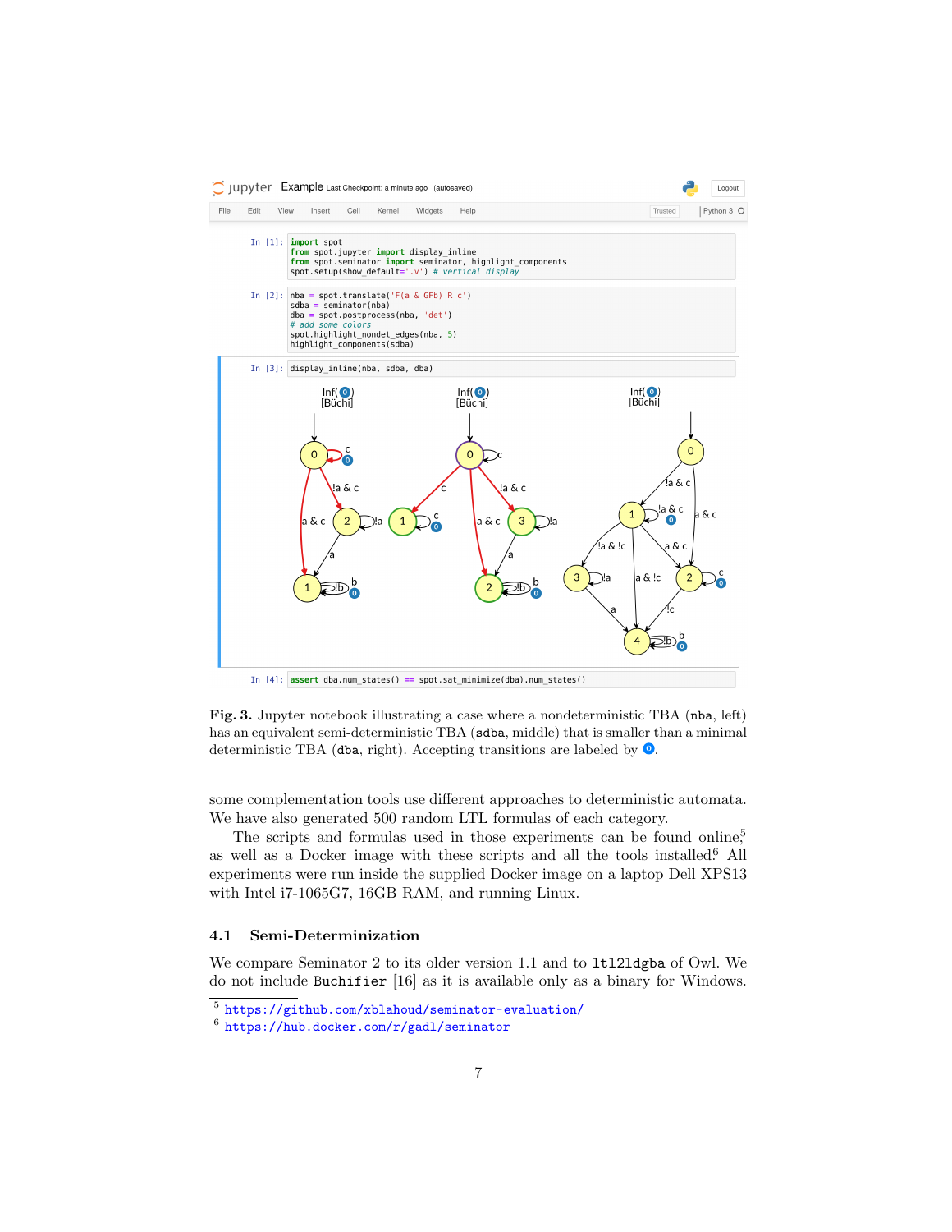```
In [1]: import spot
        from spot.jupyter import display_inline
        from spot.seminator import seminator, highlight_components
        spot.setup(show_default='.v') # vertical display
```

```
In [2]: nba = spot.translate('F(a & GFb) R c')
        sdba = seminator(nba)
        dba = spot.postprocess(nba, 'det')
        # add some colors
        spot.highlight_nondet_edges(nba, 5)
        highlight_components(sdba)
```

```
In [3]: display_inline(nba, sdba, dba)
```

```
In [4]: assert dba.num_states() == spot.sat_minimize(dba).num_states()
```

**Fig. 3.** Jupyter notebook illustrating a case where a nondeterministic TBA (`nba`, left) has an equivalent semi-deterministic TBA (`sdba`, middle) that is smaller than a minimal deterministic TBA (`dba`, right). Accepting transitions are labeled by 0.

some complementation tools use different approaches to deterministic automata. We have also generated 500 random LTL formulas of each category.

The scripts and formulas used in those experiments can be found online,[5] as well as a Docker image with these scripts and all the tools installed.[6] All experiments were run inside the supplied Docker image on a laptop Dell XPS13 with Intel i7-1065G7, 16GB RAM, and running Linux.

### 4.1 Semi-Determinization

We compare Seminator 2 to its older version 1.1 and to `ltl2ldgba` of Owl. We do not include `Buchifier` [16] as it is available only as a binary for Windows.

[5] https://github.com/xblahoud/seminator-evaluation/

[6] https://hub.docker.com/r/gadl/seminator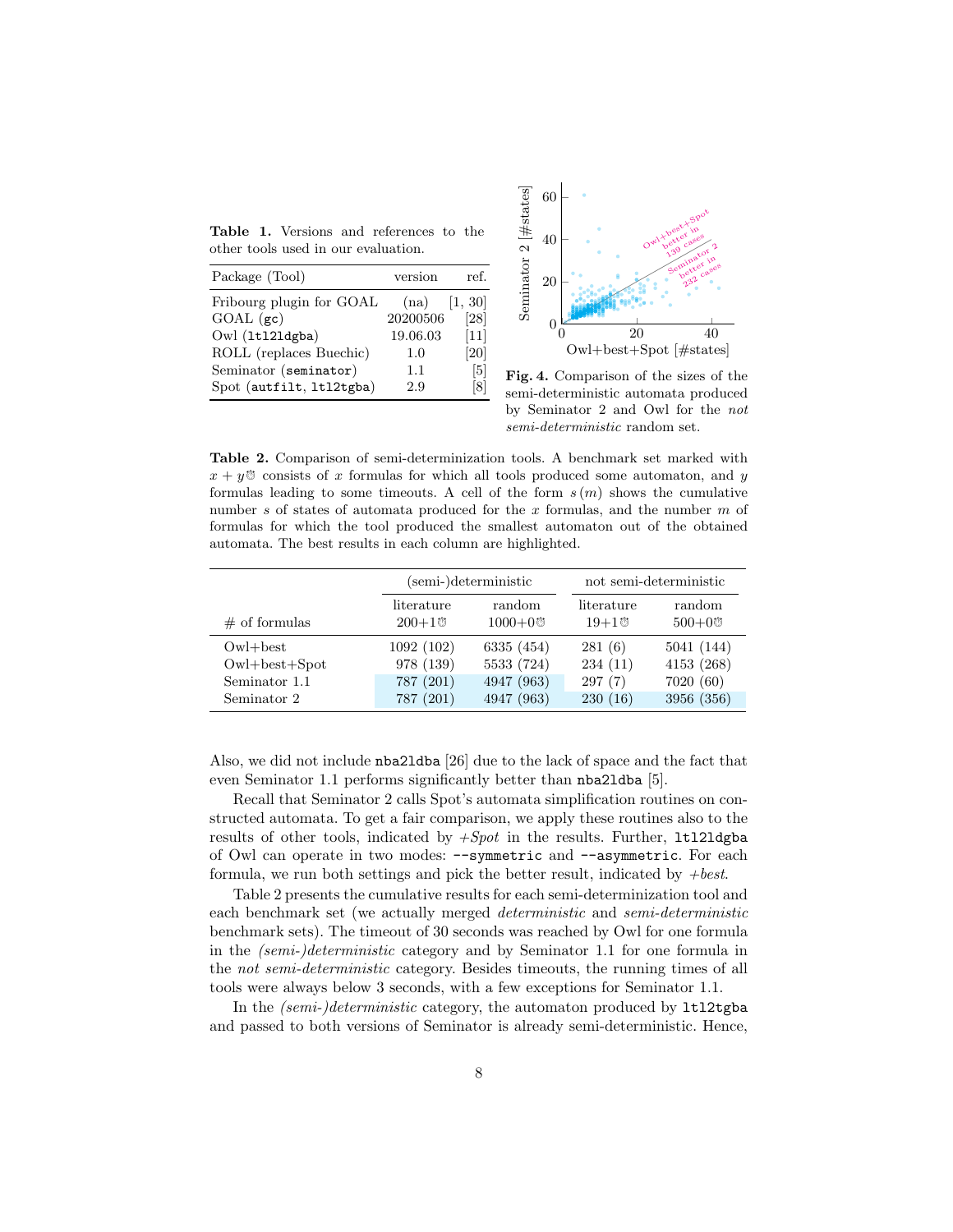**Table 1.** Versions and references to the other tools used in our evaluation.

| Package (Tool) | version | ref. |
|---|---|---|
| Fribourg plugin for GOAL | (na) | [1, 30] |
| GOAL (`gc`) | 20200506 | [28] |
| Owl (`ltl2ldgba`) | 19.06.03 | [11] |
| ROLL (replaces Buechic) | 1.0 | [20] |
| Seminator (`seminator`) | 1.1 | [5] |
| Spot (`autfilt`, `ltl2tgba`) | 2.9 | [8] |

**Fig. 4.** Comparison of the sizes of the semi-deterministic automata produced by Seminator 2 and Owl for the *not semi-deterministic* random set.

**Table 2.** Comparison of semi-determinization tools. A benchmark set marked with $x + y$⏰ consists of $x$ formulas for which all tools produced some automaton, and $y$ formulas leading to some timeouts. A cell of the form $s\,(m)$ shows the cumulative number $s$ of states of automata produced for the $x$ formulas, and the number $m$ of formulas for which the tool produced the smallest automaton out of the obtained automata. The best results in each column are highlighted.

| | (semi-)deterministic | | not semi-deterministic | |
|---|---|---|---|---|
| | literature | random | literature | random |
| # of formulas | 200+1⏰ | 1000+0⏰ | 19+1⏰ | 500+0⏰ |
| Owl+best | 1092 (102) | 6335 (454) | 281 (6) | 5041 (144) |
| Owl+best+Spot | 978 (139) | 5533 (724) | 234 (11) | 4153 (268) |
| Seminator 1.1 | 787 (201) | 4947 (963) | 297 (7) | 7020 (60) |
| Seminator 2 | 787 (201) | 4947 (963) | 230 (16) | 3956 (356) |

Also, we did not include `nba2ldba` [26] due to the lack of space and the fact that even Seminator 1.1 performs significantly better than `nba2ldba` [5].

Recall that Seminator 2 calls Spot's automata simplification routines on constructed automata. To get a fair comparison, we apply these routines also to the results of other tools, indicated by *+Spot* in the results. Further, `ltl2ldgba` of Owl can operate in two modes: `--symmetric` and `--asymmetric`. For each formula, we run both settings and pick the better result, indicated by *+best*.

Table 2 presents the cumulative results for each semi-determinization tool and each benchmark set (we actually merged *deterministic* and *semi-deterministic* benchmark sets). The timeout of 30 seconds was reached by Owl for one formula in the *(semi-)deterministic* category and by Seminator 1.1 for one formula in the *not semi-deterministic* category. Besides timeouts, the running times of all tools were always below 3 seconds, with a few exceptions for Seminator 1.1.

In the *(semi-)deterministic* category, the automaton produced by `ltl2tgba` and passed to both versions of Seminator is already semi-deterministic. Hence,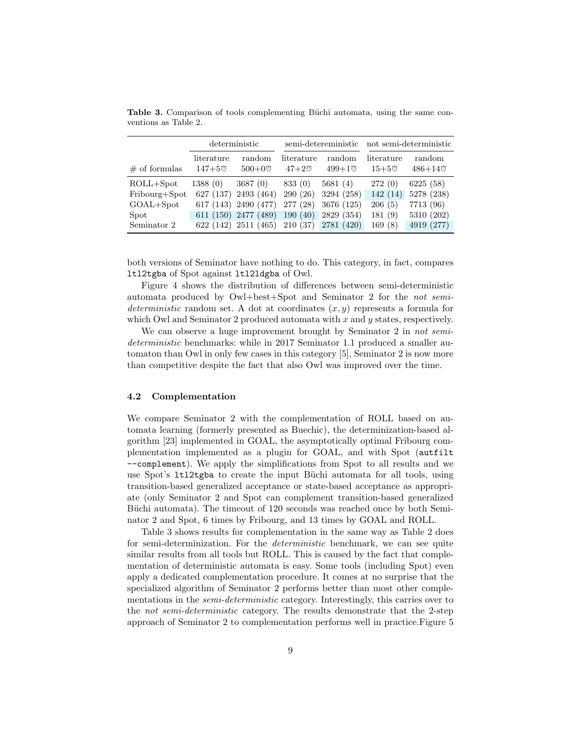**Table 3.** Comparison of tools complementing Büchi automata, using the same conventions as Table 2.

| | deterministic | | semi-detereministic | | not semi-deterministic | |
|---|---|---|---|---|---|---|
| | literature | random | literature | random | literature | random |
| # of formulas | 147+5⏰ | 500+0⏰ | 47+2⏰ | 499+1⏰ | 15+5⏰ | 486+14⏰ |
| ROLL+Spot | 1388 (0) | 3687 (0) | 833 (0) | 5681 (4) | 272 (0) | 6225 (58) |
| Fribourg+Spot | 627 (137) | 2493 (464) | 290 (26) | 3294 (258) | 142 (14) | 5278 (238) |
| GOAL+Spot | 617 (143) | 2490 (477) | 277 (28) | 3676 (125) | 206 (5) | 7713 (96) |
| Spot | 611 (150) | 2477 (489) | 190 (40) | 2829 (354) | 181 (9) | 5310 (202) |
| Seminator 2 | 622 (142) | 2511 (465) | 210 (37) | 2781 (420) | 169 (8) | 4919 (277) |

both versions of Seminator have nothing to do. This category, in fact, compares `ltl2tgba` of Spot against `ltl2ldgba` of Owl.

Figure 4 shows the distribution of differences between semi-deterministic automata produced by Owl+best+Spot and Seminator 2 for the *not semi-deterministic* random set. A dot at coordinates $(x, y)$ represents a formula for which Owl and Seminator 2 produced automata with $x$ and $y$ states, respectively.

We can observe a huge improvement brought by Seminator 2 in *not semi-deterministic* benchmarks: while in 2017 Seminator 1.1 produced a smaller automaton than Owl in only few cases in this category [5], Seminator 2 is now more than competitive despite the fact that also Owl was improved over the time.

### 4.2 Complementation

We compare Seminator 2 with the complementation of ROLL based on automata learning (formerly presented as Buechic), the determinization-based algorithm [23] implemented in GOAL, the asymptotically optimal Fribourg complementation implemented as a plugin for GOAL, and with Spot (`autfilt --complement`). We apply the simplifications from Spot to all results and we use Spot's `ltl2tgba` to create the input Büchi automata for all tools, using transition-based generalized acceptance or state-based acceptance as appropriate (only Seminator 2 and Spot can complement transition-based generalized Büchi automata). The timeout of 120 seconds was reached once by both Seminator 2 and Spot, 6 times by Fribourg, and 13 times by GOAL and ROLL.

Table 3 shows results for complementation in the same way as Table 2 does for semi-determinization. For the *deterministic* benchmark, we can see quite similar results from all tools but ROLL. This is caused by the fact that complementation of deterministic automata is easy. Some tools (including Spot) even apply a dedicated complementation procedure. It comes at no surprise that the specialized algorithm of Seminator 2 performs better than most other complementations in the *semi-deterministic* category. Interestingly, this carries over to the *not semi-deterministic* category. The results demonstrate that the 2-step approach of Seminator 2 to complementation performs well in practice.Figure 5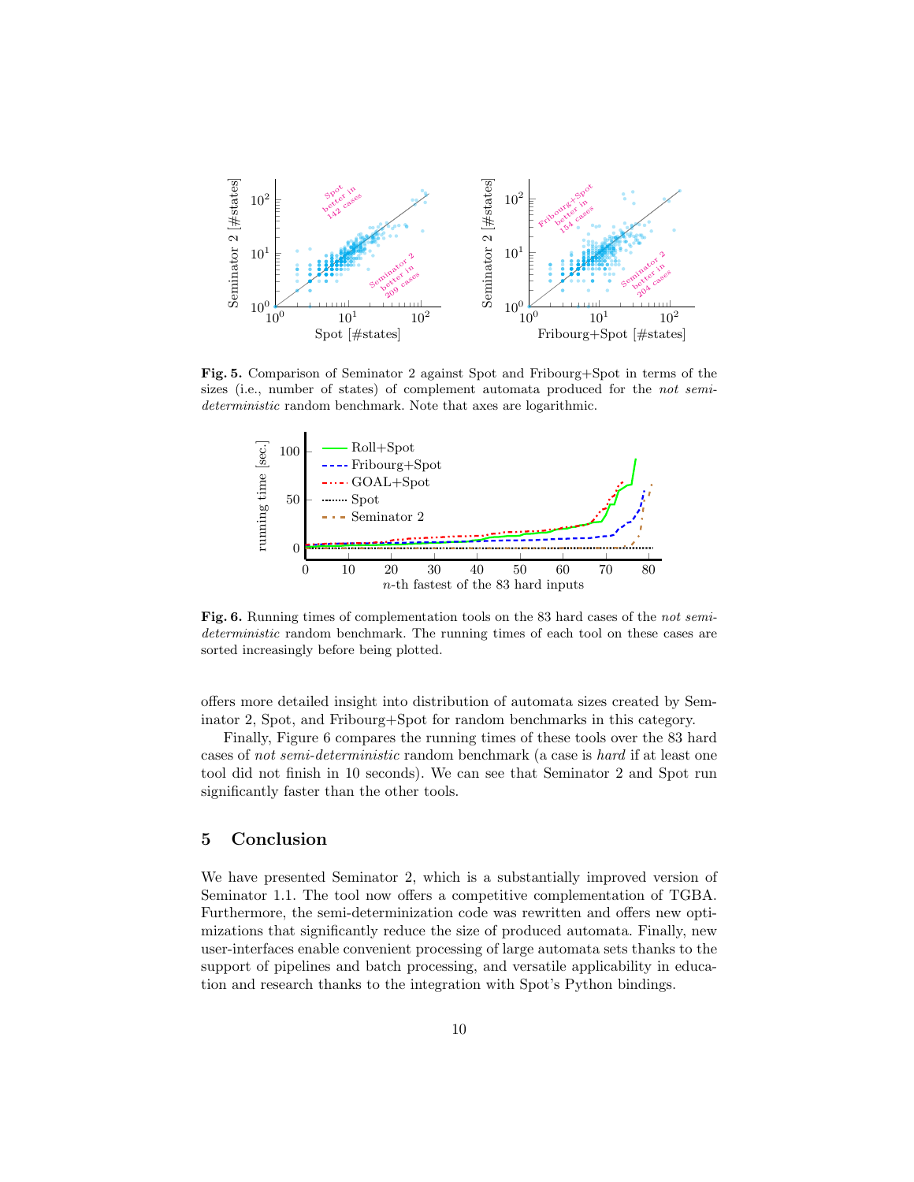**Fig. 5.** Comparison of Seminator 2 against Spot and Fribourg+Spot in terms of the sizes (i.e., number of states) of complement automata produced for the *not semi-deterministic* random benchmark. Note that axes are logarithmic.

**Fig. 6.** Running times of complementation tools on the 83 hard cases of the *not semi-deterministic* random benchmark. The running times of each tool on these cases are sorted increasingly before being plotted.

offers more detailed insight into distribution of automata sizes created by Seminator 2, Spot, and Fribourg+Spot for random benchmarks in this category.

Finally, Figure 6 compares the running times of these tools over the 83 hard cases of *not semi-deterministic* random benchmark (a case is *hard* if at least one tool did not finish in 10 seconds). We can see that Seminator 2 and Spot run significantly faster than the other tools.

## 5 Conclusion

We have presented Seminator 2, which is a substantially improved version of Seminator 1.1. The tool now offers a competitive complementation of TGBA. Furthermore, the semi-determinization code was rewritten and offers new optimizations that significantly reduce the size of produced automata. Finally, new user-interfaces enable convenient processing of large automata sets thanks to the support of pipelines and batch processing, and versatile applicability in education and research thanks to the integration with Spot's Python bindings.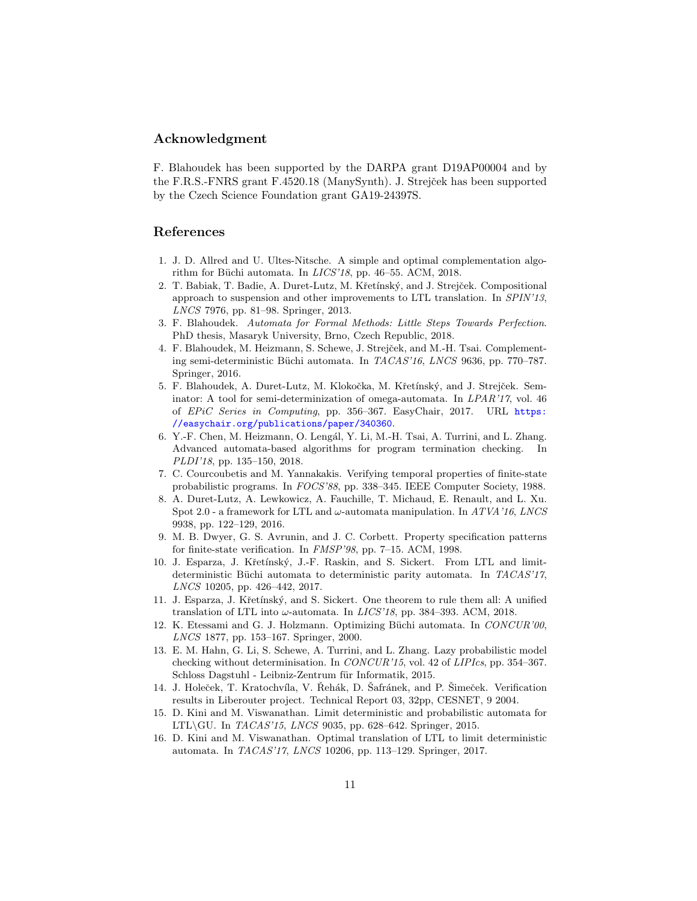## Acknowledgment

F. Blahoudek has been supported by the DARPA grant D19AP00004 and by the F.R.S.-FNRS grant F.4520.18 (ManySynth). J. Strejček has been supported by the Czech Science Foundation grant GA19-24397S.

## References

1. J. D. Allred and U. Ultes-Nitsche. A simple and optimal complementation algorithm for Büchi automata. In *LICS'18*, pp. 46–55. ACM, 2018.
2. T. Babiak, T. Badie, A. Duret-Lutz, M. Křetínský, and J. Strejček. Compositional approach to suspension and other improvements to LTL translation. In *SPIN'13*, *LNCS* 7976, pp. 81–98. Springer, 2013.
3. F. Blahoudek. *Automata for Formal Methods: Little Steps Towards Perfection*. PhD thesis, Masaryk University, Brno, Czech Republic, 2018.
4. F. Blahoudek, M. Heizmann, S. Schewe, J. Strejček, and M.-H. Tsai. Complementing semi-deterministic Büchi automata. In *TACAS'16*, *LNCS* 9636, pp. 770–787. Springer, 2016.
5. F. Blahoudek, A. Duret-Lutz, M. Klokočka, M. Křetínský, and J. Strejček. Seminator: A tool for semi-determinization of omega-automata. In *LPAR'17*, vol. 46 of *EPiC Series in Computing*, pp. 356–367. EasyChair, 2017. URL https://easychair.org/publications/paper/340360.
6. Y.-F. Chen, M. Heizmann, O. Lengál, Y. Li, M.-H. Tsai, A. Turrini, and L. Zhang. Advanced automata-based algorithms for program termination checking. In *PLDI'18*, pp. 135–150, 2018.
7. C. Courcoubetis and M. Yannakakis. Verifying temporal properties of finite-state probabilistic programs. In *FOCS'88*, pp. 338–345. IEEE Computer Society, 1988.
8. A. Duret-Lutz, A. Lewkowicz, A. Fauchille, T. Michaud, E. Renault, and L. Xu. Spot 2.0 - a framework for LTL and $\omega$-automata manipulation. In *ATVA'16*, *LNCS* 9938, pp. 122–129, 2016.
9. M. B. Dwyer, G. S. Avrunin, and J. C. Corbett. Property specification patterns for finite-state verification. In *FMSP'98*, pp. 7–15. ACM, 1998.
10. J. Esparza, J. Křetínský, J.-F. Raskin, and S. Sickert. From LTL and limit-deterministic Büchi automata to deterministic parity automata. In *TACAS'17*, *LNCS* 10205, pp. 426–442, 2017.
11. J. Esparza, J. Křetínský, and S. Sickert. One theorem to rule them all: A unified translation of LTL into $\omega$-automata. In *LICS'18*, pp. 384–393. ACM, 2018.
12. K. Etessami and G. J. Holzmann. Optimizing Büchi automata. In *CONCUR'00*, *LNCS* 1877, pp. 153–167. Springer, 2000.
13. E. M. Hahn, G. Li, S. Schewe, A. Turrini, and L. Zhang. Lazy probabilistic model checking without determinisation. In *CONCUR'15*, vol. 42 of *LIPIcs*, pp. 354–367. Schloss Dagstuhl - Leibniz-Zentrum für Informatik, 2015.
14. J. Holeček, T. Kratochvíla, V. Řehák, D. Šafránek, and P. Šimeček. Verification results in Liberouter project. Technical Report 03, 32pp, CESNET, 9 2004.
15. D. Kini and M. Viswanathan. Limit deterministic and probabilistic automata for LTL\GU. In *TACAS'15*, *LNCS* 9035, pp. 628–642. Springer, 2015.
16. D. Kini and M. Viswanathan. Optimal translation of LTL to limit deterministic automata. In *TACAS'17*, *LNCS* 10206, pp. 113–129. Springer, 2017.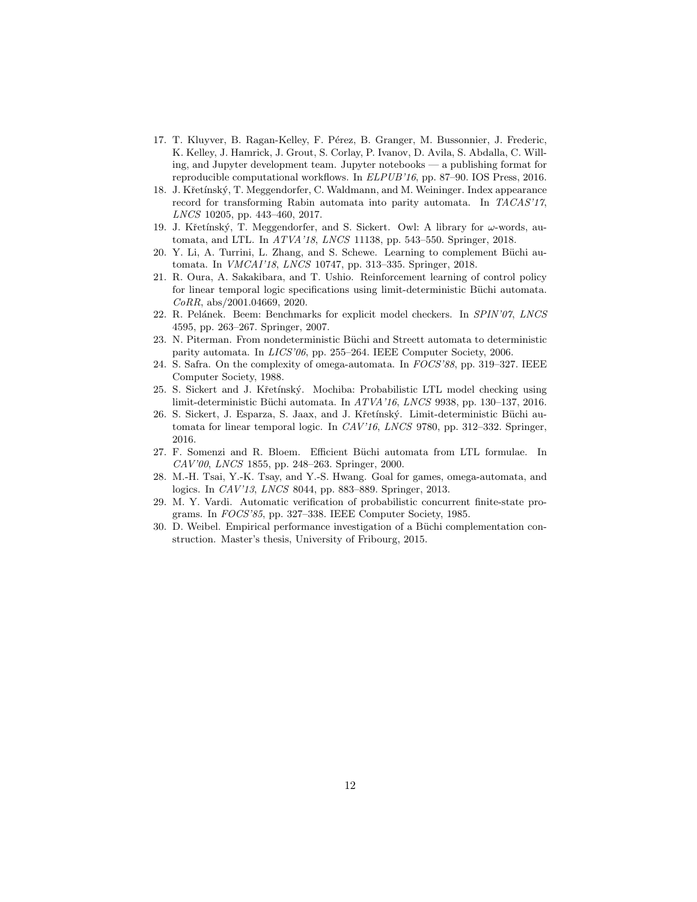17. T. Kluyver, B. Ragan-Kelley, F. Pérez, B. Granger, M. Bussonnier, J. Frederic, K. Kelley, J. Hamrick, J. Grout, S. Corlay, P. Ivanov, D. Avila, S. Abdalla, C. Willing, and Jupyter development team. Jupyter notebooks — a publishing format for reproducible computational workflows. In *ELPUB'16*, pp. 87–90. IOS Press, 2016.
18. J. Křetínský, T. Meggendorfer, C. Waldmann, and M. Weininger. Index appearance record for transforming Rabin automata into parity automata. In *TACAS'17*, *LNCS* 10205, pp. 443–460, 2017.
19. J. Křetínský, T. Meggendorfer, and S. Sickert. Owl: A library for $\omega$-words, automata, and LTL. In *ATVA'18*, *LNCS* 11138, pp. 543–550. Springer, 2018.
20. Y. Li, A. Turrini, L. Zhang, and S. Schewe. Learning to complement Büchi automata. In *VMCAI'18*, *LNCS* 10747, pp. 313–335. Springer, 2018.
21. R. Oura, A. Sakakibara, and T. Ushio. Reinforcement learning of control policy for linear temporal logic specifications using limit-deterministic Büchi automata. *CoRR*, abs/2001.04669, 2020.
22. R. Pelánek. Beem: Benchmarks for explicit model checkers. In *SPIN'07*, *LNCS* 4595, pp. 263–267. Springer, 2007.
23. N. Piterman. From nondeterministic Büchi and Streett automata to deterministic parity automata. In *LICS'06*, pp. 255–264. IEEE Computer Society, 2006.
24. S. Safra. On the complexity of omega-automata. In *FOCS'88*, pp. 319–327. IEEE Computer Society, 1988.
25. S. Sickert and J. Křetínský. Mochiba: Probabilistic LTL model checking using limit-deterministic Büchi automata. In *ATVA'16*, *LNCS* 9938, pp. 130–137, 2016.
26. S. Sickert, J. Esparza, S. Jaax, and J. Křetínský. Limit-deterministic Büchi automata for linear temporal logic. In *CAV'16*, *LNCS* 9780, pp. 312–332. Springer, 2016.
27. F. Somenzi and R. Bloem. Efficient Büchi automata from LTL formulae. In *CAV'00*, *LNCS* 1855, pp. 248–263. Springer, 2000.
28. M.-H. Tsai, Y.-K. Tsay, and Y.-S. Hwang. Goal for games, omega-automata, and logics. In *CAV'13*, *LNCS* 8044, pp. 883–889. Springer, 2013.
29. M. Y. Vardi. Automatic verification of probabilistic concurrent finite-state programs. In *FOCS'85*, pp. 327–338. IEEE Computer Society, 1985.
30. D. Weibel. Empirical performance investigation of a Büchi complementation construction. Master's thesis, University of Fribourg, 2015.